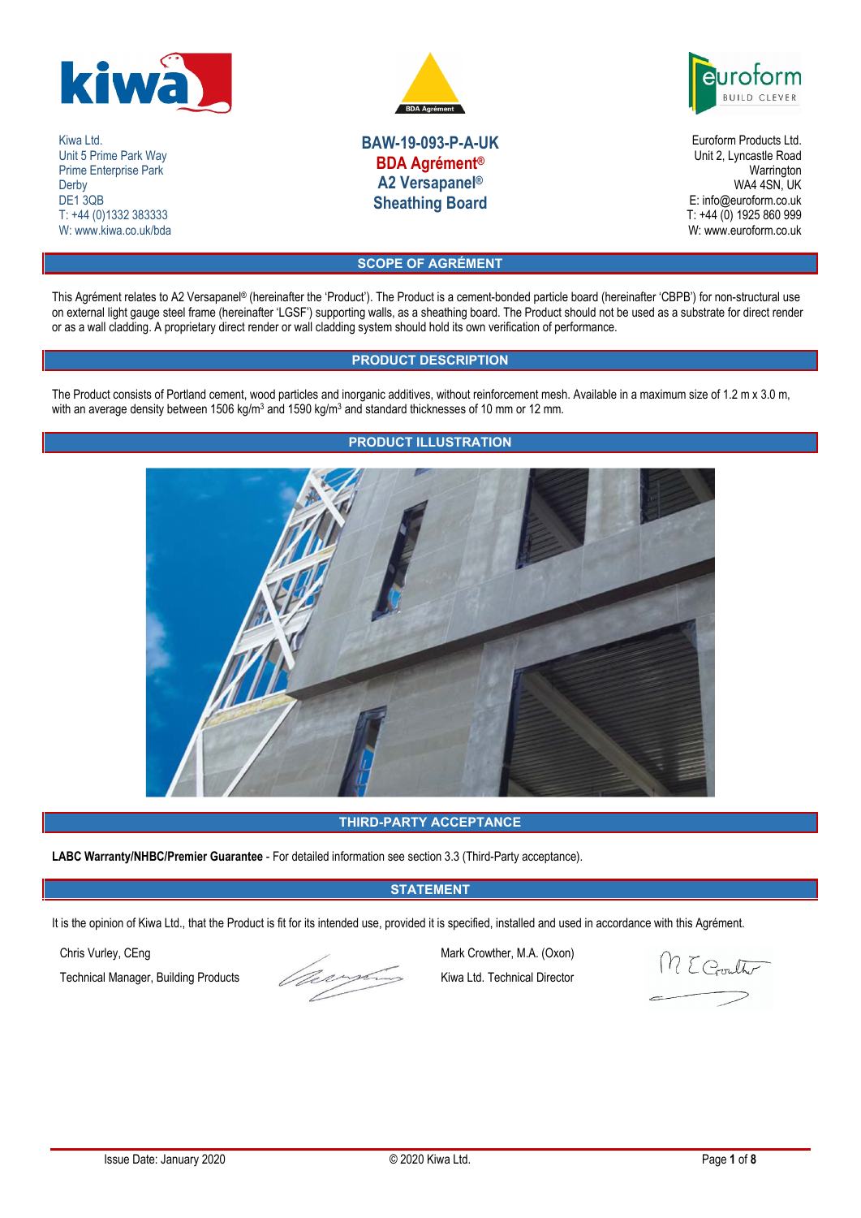Kiwa Ltd.
Unit 5 Prime Park Way
Prime Enterprise Park
Derby
DE1 3QB
T: +44 (0)1332 383333
W: www.kiwa.co.uk/bda

# BAW-19-093-P-A-UK
# BDA Agrément®
# A2 Versapanel®
# Sheathing Board

Euroform Products Ltd.
Unit 2, Lyncastle Road
Warrington
WA4 4SN, UK
E: info@euroform.co.uk
T: +44 (0) 1925 860 999
W: www.euroform.co.uk

## SCOPE OF AGRÉMENT

This Agrément relates to A2 Versapanel® (hereinafter the 'Product'). The Product is a cement-bonded particle board (hereinafter 'CBPB') for non-structural use on external light gauge steel frame (hereinafter 'LGSF') supporting walls, as a sheathing board. The Product should not be used as a substrate for direct render or as a wall cladding. A proprietary direct render or wall cladding system should hold its own verification of performance.

## PRODUCT DESCRIPTION

The Product consists of Portland cement, wood particles and inorganic additives, without reinforcement mesh. Available in a maximum size of 1.2 m x 3.0 m, with an average density between 1506 kg/m³ and 1590 kg/m³ and standard thicknesses of 10 mm or 12 mm.

## PRODUCT ILLUSTRATION

## THIRD-PARTY ACCEPTANCE

**LABC Warranty/NHBC/Premier Guarantee** - For detailed information see section 3.3 (Third-Party acceptance).

## STATEMENT

It is the opinion of Kiwa Ltd., that the Product is fit for its intended use, provided it is specified, installed and used in accordance with this Agrément.

Chris Vurley, CEng
Technical Manager, Building Products

Mark Crowther, M.A. (Oxon)
Kiwa Ltd. Technical Director

Issue Date: January 2020

© 2020 Kiwa Ltd.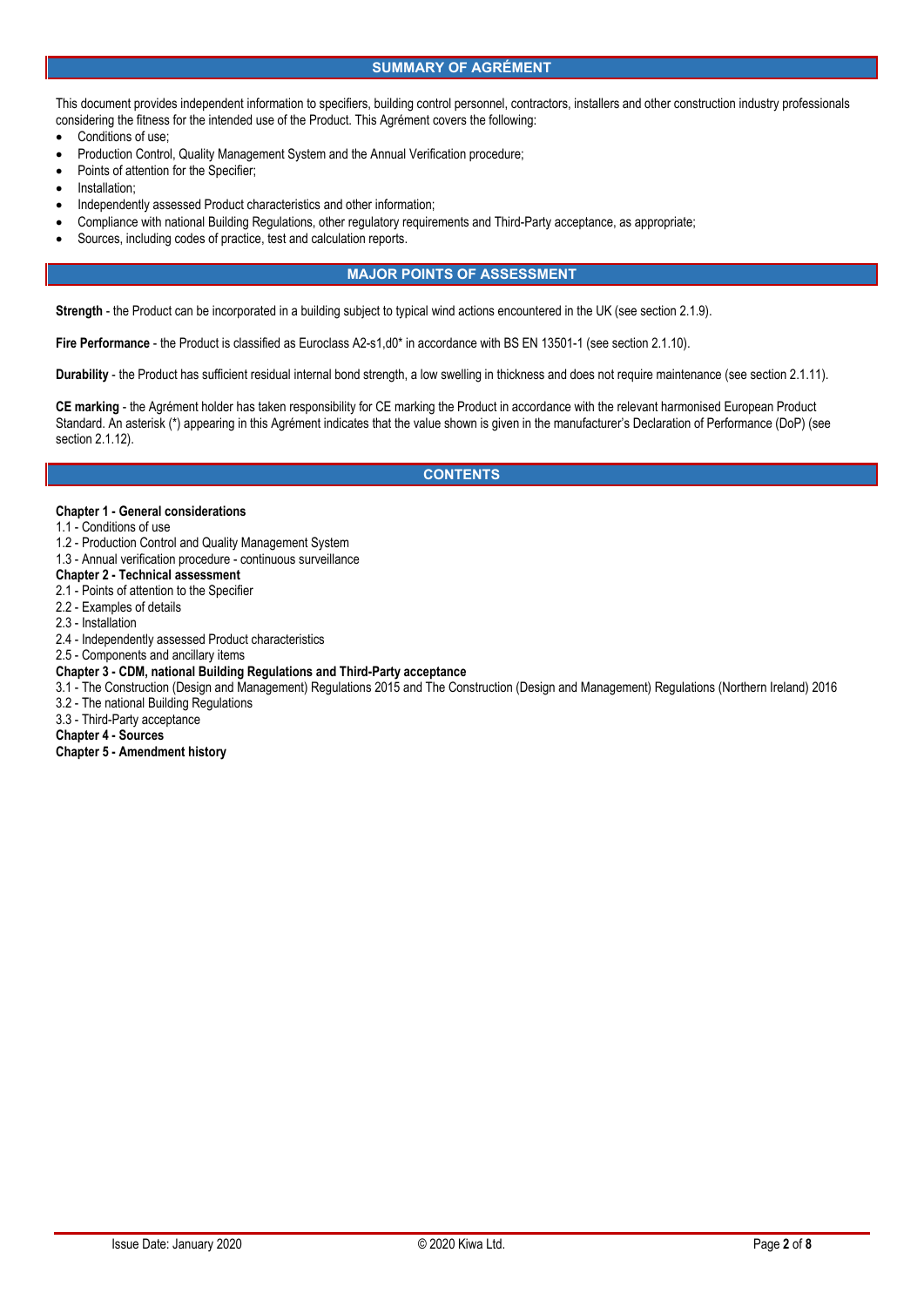## SUMMARY OF AGRÉMENT

This document provides independent information to specifiers, building control personnel, contractors, installers and other construction industry professionals considering the fitness for the intended use of the Product. This Agrément covers the following:

- Conditions of use;
- Production Control, Quality Management System and the Annual Verification procedure;
- Points of attention for the Specifier;
- Installation;
- Independently assessed Product characteristics and other information;
- Compliance with national Building Regulations, other regulatory requirements and Third-Party acceptance, as appropriate;
- Sources, including codes of practice, test and calculation reports.

## MAJOR POINTS OF ASSESSMENT

**Strength** - the Product can be incorporated in a building subject to typical wind actions encountered in the UK (see section 2.1.9).

**Fire Performance** - the Product is classified as Euroclass A2-s1,d0* in accordance with BS EN 13501-1 (see section 2.1.10).

**Durability** - the Product has sufficient residual internal bond strength, a low swelling in thickness and does not require maintenance (see section 2.1.11).

**CE marking** - the Agrément holder has taken responsibility for CE marking the Product in accordance with the relevant harmonised European Product Standard. An asterisk (*) appearing in this Agrément indicates that the value shown is given in the manufacturer's Declaration of Performance (DoP) (see section 2.1.12).

## CONTENTS

**Chapter 1 - General considerations**
1.1 - Conditions of use
1.2 - Production Control and Quality Management System
1.3 - Annual verification procedure - continuous surveillance
**Chapter 2 - Technical assessment**
2.1 - Points of attention to the Specifier
2.2 - Examples of details
2.3 - Installation
2.4 - Independently assessed Product characteristics
2.5 - Components and ancillary items
**Chapter 3 - CDM, national Building Regulations and Third-Party acceptance**
3.1 - The Construction (Design and Management) Regulations 2015 and The Construction (Design and Management) Regulations (Northern Ireland) 2016
3.2 - The national Building Regulations
3.3 - Third-Party acceptance
**Chapter 4 - Sources**
**Chapter 5 - Amendment history**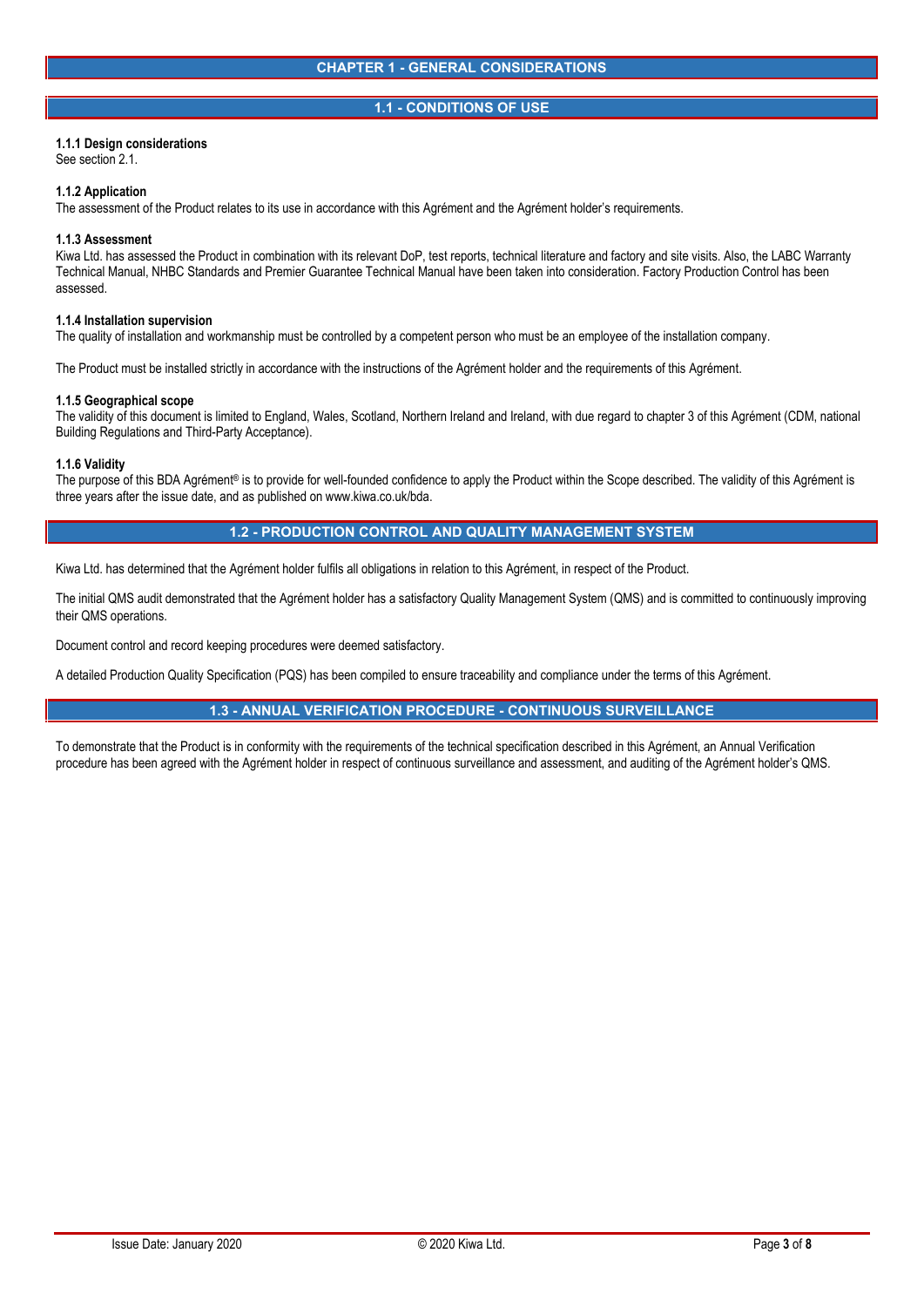# CHAPTER 1 - GENERAL CONSIDERATIONS

## 1.1 - CONDITIONS OF USE

**1.1.1 Design considerations**
See section 2.1.

**1.1.2 Application**
The assessment of the Product relates to its use in accordance with this Agrément and the Agrément holder's requirements.

**1.1.3 Assessment**
Kiwa Ltd. has assessed the Product in combination with its relevant DoP, test reports, technical literature and factory and site visits. Also, the LABC Warranty Technical Manual, NHBC Standards and Premier Guarantee Technical Manual have been taken into consideration. Factory Production Control has been assessed.

**1.1.4 Installation supervision**
The quality of installation and workmanship must be controlled by a competent person who must be an employee of the installation company.

The Product must be installed strictly in accordance with the instructions of the Agrément holder and the requirements of this Agrément.

**1.1.5 Geographical scope**
The validity of this document is limited to England, Wales, Scotland, Northern Ireland and Ireland, with due regard to chapter 3 of this Agrément (CDM, national Building Regulations and Third-Party Acceptance).

**1.1.6 Validity**
The purpose of this BDA Agrément® is to provide for well-founded confidence to apply the Product within the Scope described. The validity of this Agrément is three years after the issue date, and as published on www.kiwa.co.uk/bda.

## 1.2 - PRODUCTION CONTROL AND QUALITY MANAGEMENT SYSTEM

Kiwa Ltd. has determined that the Agrément holder fulfils all obligations in relation to this Agrément, in respect of the Product.

The initial QMS audit demonstrated that the Agrément holder has a satisfactory Quality Management System (QMS) and is committed to continuously improving their QMS operations.

Document control and record keeping procedures were deemed satisfactory.

A detailed Production Quality Specification (PQS) has been compiled to ensure traceability and compliance under the terms of this Agrément.

## 1.3 - ANNUAL VERIFICATION PROCEDURE - CONTINUOUS SURVEILLANCE

To demonstrate that the Product is in conformity with the requirements of the technical specification described in this Agrément, an Annual Verification procedure has been agreed with the Agrément holder in respect of continuous surveillance and assessment, and auditing of the Agrément holder's QMS.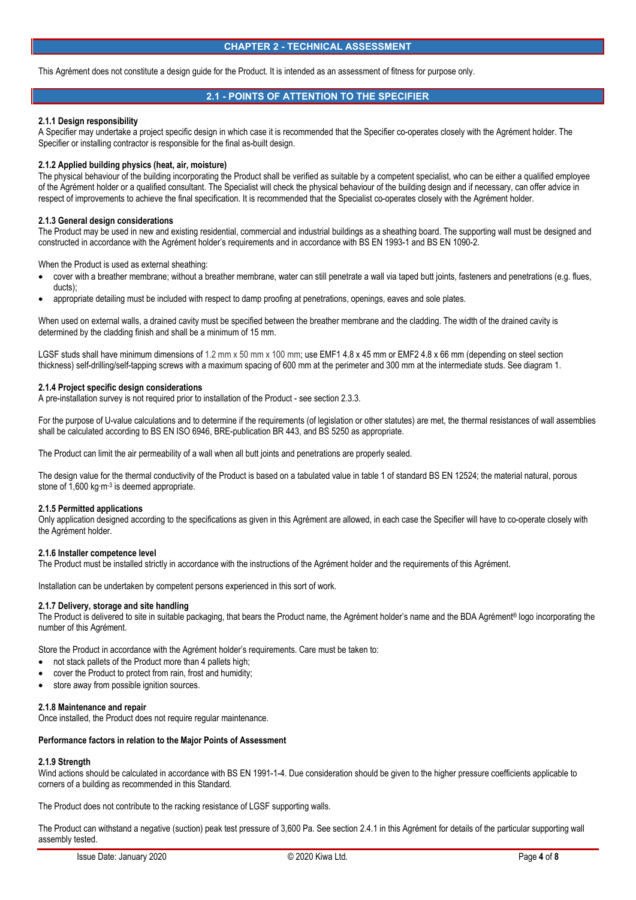## CHAPTER 2 - TECHNICAL ASSESSMENT

This Agrément does not constitute a design guide for the Product. It is intended as an assessment of fitness for purpose only.

## 2.1 - POINTS OF ATTENTION TO THE SPECIFIER

### 2.1.1 Design responsibility

A Specifier may undertake a project specific design in which case it is recommended that the Specifier co-operates closely with the Agrément holder. The Specifier or installing contractor is responsible for the final as-built design.

### 2.1.2 Applied building physics (heat, air, moisture)

The physical behaviour of the building incorporating the Product shall be verified as suitable by a competent specialist, who can be either a qualified employee of the Agrément holder or a qualified consultant. The Specialist will check the physical behaviour of the building design and if necessary, can offer advice in respect of improvements to achieve the final specification. It is recommended that the Specialist co-operates closely with the Agrément holder.

### 2.1.3 General design considerations

The Product may be used in new and existing residential, commercial and industrial buildings as a sheathing board. The supporting wall must be designed and constructed in accordance with the Agrément holder's requirements and in accordance with BS EN 1993-1 and BS EN 1090-2.

When the Product is used as external sheathing:

- cover with a breather membrane; without a breather membrane, water can still penetrate a wall via taped butt joints, fasteners and penetrations (e.g. flues, ducts);
- appropriate detailing must be included with respect to damp proofing at penetrations, openings, eaves and sole plates.

When used on external walls, a drained cavity must be specified between the breather membrane and the cladding. The width of the drained cavity is determined by the cladding finish and shall be a minimum of 15 mm.

LGSF studs shall have minimum dimensions of 1.2 mm x 50 mm x 100 mm; use EMF1 4.8 x 45 mm or EMF2 4.8 x 66 mm (depending on steel section thickness) self-drilling/self-tapping screws with a maximum spacing of 600 mm at the perimeter and 300 mm at the intermediate studs. See diagram 1.

### 2.1.4 Project specific design considerations

A pre-installation survey is not required prior to installation of the Product - see section 2.3.3.

For the purpose of U-value calculations and to determine if the requirements (of legislation or other statutes) are met, the thermal resistances of wall assemblies shall be calculated according to BS EN ISO 6946, BRE-publication BR 443, and BS 5250 as appropriate.

The Product can limit the air permeability of a wall when all butt joints and penetrations are properly sealed.

The design value for the thermal conductivity of the Product is based on a tabulated value in table 1 of standard BS EN 12524; the material natural, porous stone of 1,600 $kg \cdot m^{-3}$ is deemed appropriate.

### 2.1.5 Permitted applications

Only application designed according to the specifications as given in this Agrément are allowed, in each case the Specifier will have to co-operate closely with the Agrément holder.

### 2.1.6 Installer competence level

The Product must be installed strictly in accordance with the instructions of the Agrément holder and the requirements of this Agrément.

Installation can be undertaken by competent persons experienced in this sort of work.

### 2.1.7 Delivery, storage and site handling

The Product is delivered to site in suitable packaging, that bears the Product name, the Agrément holder's name and the BDA Agrément® logo incorporating the number of this Agrément.

Store the Product in accordance with the Agrément holder's requirements. Care must be taken to:

- not stack pallets of the Product more than 4 pallets high;
- cover the Product to protect from rain, frost and humidity;
- store away from possible ignition sources.

### 2.1.8 Maintenance and repair

Once installed, the Product does not require regular maintenance.

**Performance factors in relation to the Major Points of Assessment**

### 2.1.9 Strength

Wind actions should be calculated in accordance with BS EN 1991-1-4. Due consideration should be given to the higher pressure coefficients applicable to corners of a building as recommended in this Standard.

The Product does not contribute to the racking resistance of LGSF supporting walls.

The Product can withstand a negative (suction) peak test pressure of 3,600 Pa. See section 2.4.1 in this Agrément for details of the particular supporting wall assembly tested.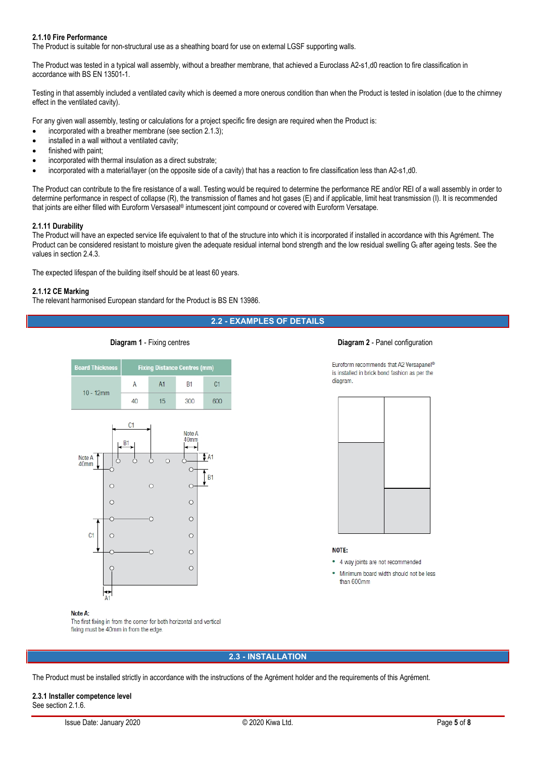#### 2.1.10 Fire Performance

The Product is suitable for non-structural use as a sheathing board for use on external LGSF supporting walls.

The Product was tested in a typical wall assembly, without a breather membrane, that achieved a Euroclass A2-s1,d0 reaction to fire classification in accordance with BS EN 13501-1.

Testing in that assembly included a ventilated cavity which is deemed a more onerous condition than when the Product is tested in isolation (due to the chimney effect in the ventilated cavity).

For any given wall assembly, testing or calculations for a project specific fire design are required when the Product is:

- incorporated with a breather membrane (see section 2.1.3);
- installed in a wall without a ventilated cavity;
- finished with paint;
- incorporated with thermal insulation as a direct substrate;
- incorporated with a material/layer (on the opposite side of a cavity) that has a reaction to fire classification less than A2-s1,d0.

The Product can contribute to the fire resistance of a wall. Testing would be required to determine the performance RE and/or REI of a wall assembly in order to determine performance in respect of collapse (R), the transmission of flames and hot gases (E) and if applicable, limit heat transmission (I). It is recommended that joints are either filled with Euroform Versaseal® intumescent joint compound or covered with Euroform Versatape.

#### 2.1.11 Durability

The Product will have an expected service life equivalent to that of the structure into which it is incorporated if installed in accordance with this Agrément. The Product can be considered resistant to moisture given the adequate residual internal bond strength and the low residual swelling $G_t$ after ageing tests. See the values in section 2.4.3.

The expected lifespan of the building itself should be at least 60 years.

#### 2.1.12 CE Marking

The relevant harmonised European standard for the Product is BS EN 13986.

## 2.2 - EXAMPLES OF DETAILS

**Diagram 1** - Fixing centres

| Board Thickness | Fixing Distance Centres (mm) | | | |
|---|---|---|---|---|
| | A | A1 | B1 | C1 |
| 10 - 12mm | 40 | 15 | 300 | 600 |

**Note A:**
The first fixing in from the corner for both horizontal and vertical fixing must be 40mm in from the edge.

**Diagram 2** - Panel configuration

Euroform recommends that A2 Versapanel® is installed in brick bond fashion as per the diagram.

**NOTE:**

- 4 way joints are not recommended
- Minimum board width should not be less than 600mm

## 2.3 - INSTALLATION

The Product must be installed strictly in accordance with the instructions of the Agrément holder and the requirements of this Agrément.

#### 2.3.1 Installer competence level

See section 2.1.6.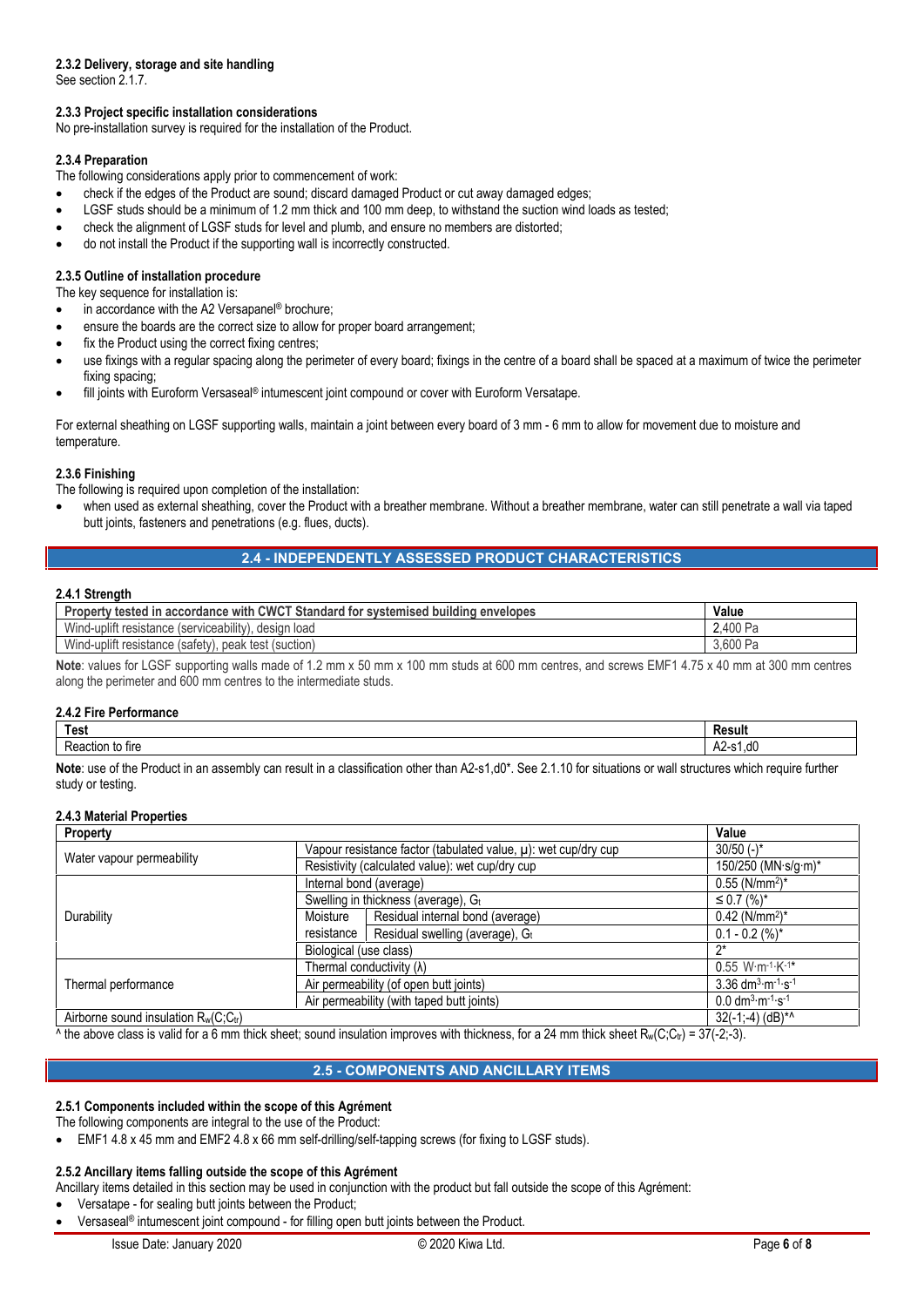#### 2.3.2 Delivery, storage and site handling

See section 2.1.7.

#### 2.3.3 Project specific installation considerations

No pre-installation survey is required for the installation of the Product.

#### 2.3.4 Preparation

The following considerations apply prior to commencement of work:

- check if the edges of the Product are sound; discard damaged Product or cut away damaged edges;
- LGSF studs should be a minimum of 1.2 mm thick and 100 mm deep, to withstand the suction wind loads as tested;
- check the alignment of LGSF studs for level and plumb, and ensure no members are distorted;
- do not install the Product if the supporting wall is incorrectly constructed.

#### 2.3.5 Outline of installation procedure

The key sequence for installation is:

- in accordance with the A2 Versapanel® brochure;
- ensure the boards are the correct size to allow for proper board arrangement;
- fix the Product using the correct fixing centres;
- use fixings with a regular spacing along the perimeter of every board; fixings in the centre of a board shall be spaced at a maximum of twice the perimeter fixing spacing;
- fill joints with Euroform Versaseal® intumescent joint compound or cover with Euroform Versatape.

For external sheathing on LGSF supporting walls, maintain a joint between every board of 3 mm - 6 mm to allow for movement due to moisture and temperature.

#### 2.3.6 Finishing

The following is required upon completion of the installation:

- when used as external sheathing, cover the Product with a breather membrane. Without a breather membrane, water can still penetrate a wall via taped butt joints, fasteners and penetrations (e.g. flues, ducts).

## 2.4 - INDEPENDENTLY ASSESSED PRODUCT CHARACTERISTICS

#### 2.4.1 Strength

| Property tested in accordance with CWCT Standard for systemised building envelopes | Value |
|---|---|
| Wind-uplift resistance (serviceability), design load | 2,400 Pa |
| Wind-uplift resistance (safety), peak test (suction) | 3,600 Pa |

**Note**: values for LGSF supporting walls made of 1.2 mm x 50 mm x 100 mm studs at 600 mm centres, and screws EMF1 4.75 x 40 mm at 300 mm centres along the perimeter and 600 mm centres to the intermediate studs.

#### 2.4.2 Fire Performance

| Test | Result |
|---|---|
| Reaction to fire | A2-s1,d0 |

**Note**: use of the Product in an assembly can result in a classification other than A2-s1,d0*. See 2.1.10 for situations or wall structures which require further study or testing.

#### 2.4.3 Material Properties

| Property | | | Value |
|---|---|---|---|
| Water vapour permeability | Vapour resistance factor (tabulated value, μ): wet cup/dry cup | | 30/50 (-)* |
| | Resistivity (calculated value): wet cup/dry cup | | 150/250 (MN·s/g·m)* |
| Durability | Internal bond (average) | | 0.55 (N/mm$^2$)* |
| | Swelling in thickness (average), $G_t$ | | ≤ 0.7 (%)* |
| | Moisture resistance | Residual internal bond (average) | 0.42 (N/mm$^2$)* |
| | | Residual swelling (average), $G_t$ | 0.1 - 0.2 (%)* |
| | Biological (use class) | | 2* |
| Thermal performance | Thermal conductivity (λ) | | 0.55 $W \cdot m^{-1} \cdot K^{-1}$* |
| | Air permeability (of open butt joints) | | 3.36 $dm^3 \cdot m^{-1} \cdot s^{-1}$ |
| | Air permeability (with taped butt joints) | | 0.0 $dm^3 \cdot m^{-1} \cdot s^{-1}$ |
| Airborne sound insulation $R_w(C;C_{tr})$ | | | 32(-1;-4) (dB)*^ |

^ the above class is valid for a 6 mm thick sheet; sound insulation improves with thickness, for a 24 mm thick sheet $R_w(C;C_{tr})$ = 37(-2;-3).

## 2.5 - COMPONENTS AND ANCILLARY ITEMS

#### 2.5.1 Components included within the scope of this Agrément

The following components are integral to the use of the Product:

- EMF1 4.8 x 45 mm and EMF2 4.8 x 66 mm self-drilling/self-tapping screws (for fixing to LGSF studs).

#### 2.5.2 Ancillary items falling outside the scope of this Agrément

Ancillary items detailed in this section may be used in conjunction with the product but fall outside the scope of this Agrément:

- Versatape - for sealing butt joints between the Product;
- Versaseal® intumescent joint compound - for filling open butt joints between the Product.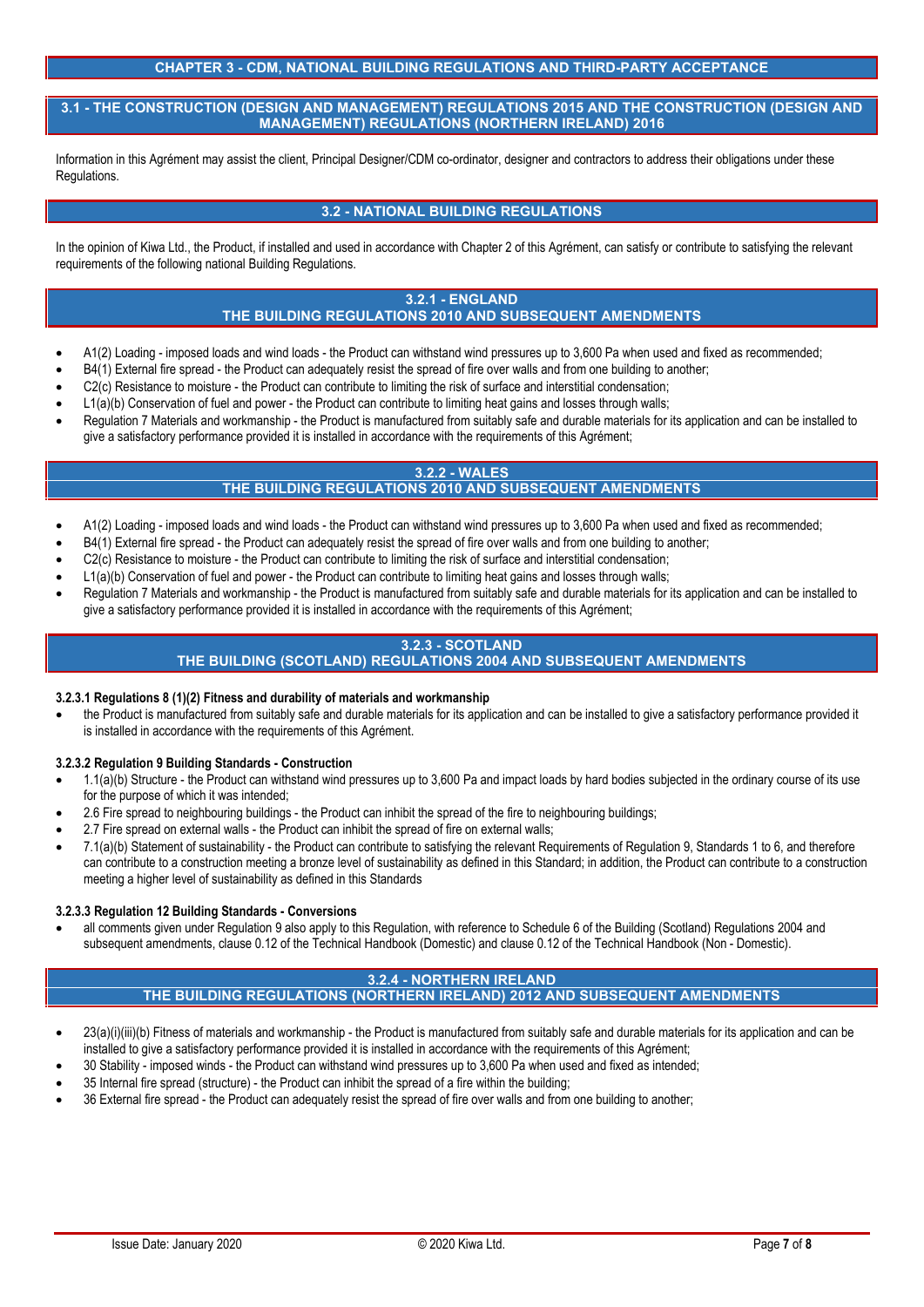# CHAPTER 3 - CDM, NATIONAL BUILDING REGULATIONS AND THIRD-PARTY ACCEPTANCE

## 3.1 - THE CONSTRUCTION (DESIGN AND MANAGEMENT) REGULATIONS 2015 AND THE CONSTRUCTION (DESIGN AND MANAGEMENT) REGULATIONS (NORTHERN IRELAND) 2016

Information in this Agrément may assist the client, Principal Designer/CDM co-ordinator, designer and contractors to address their obligations under these Regulations.

## 3.2 - NATIONAL BUILDING REGULATIONS

In the opinion of Kiwa Ltd., the Product, if installed and used in accordance with Chapter 2 of this Agrément, can satisfy or contribute to satisfying the relevant requirements of the following national Building Regulations.

### 3.2.1 - ENGLAND
### THE BUILDING REGULATIONS 2010 AND SUBSEQUENT AMENDMENTS

- A1(2) Loading - imposed loads and wind loads - the Product can withstand wind pressures up to 3,600 Pa when used and fixed as recommended;
- B4(1) External fire spread - the Product can adequately resist the spread of fire over walls and from one building to another;
- C2(c) Resistance to moisture - the Product can contribute to limiting the risk of surface and interstitial condensation;
- L1(a)(b) Conservation of fuel and power - the Product can contribute to limiting heat gains and losses through walls;
- Regulation 7 Materials and workmanship - the Product is manufactured from suitably safe and durable materials for its application and can be installed to give a satisfactory performance provided it is installed in accordance with the requirements of this Agrément;

### 3.2.2 - WALES
### THE BUILDING REGULATIONS 2010 AND SUBSEQUENT AMENDMENTS

- A1(2) Loading - imposed loads and wind loads - the Product can withstand wind pressures up to 3,600 Pa when used and fixed as recommended;
- B4(1) External fire spread - the Product can adequately resist the spread of fire over walls and from one building to another;
- C2(c) Resistance to moisture - the Product can contribute to limiting the risk of surface and interstitial condensation;
- L1(a)(b) Conservation of fuel and power - the Product can contribute to limiting heat gains and losses through walls;
- Regulation 7 Materials and workmanship - the Product is manufactured from suitably safe and durable materials for its application and can be installed to give a satisfactory performance provided it is installed in accordance with the requirements of this Agrément;

### 3.2.3 - SCOTLAND
### THE BUILDING (SCOTLAND) REGULATIONS 2004 AND SUBSEQUENT AMENDMENTS

**3.2.3.1 Regulations 8 (1)(2) Fitness and durability of materials and workmanship**

- the Product is manufactured from suitably safe and durable materials for its application and can be installed to give a satisfactory performance provided it is installed in accordance with the requirements of this Agrément.

**3.2.3.2 Regulation 9 Building Standards - Construction**

- 1.1(a)(b) Structure - the Product can withstand wind pressures up to 3,600 Pa and impact loads by hard bodies subjected in the ordinary course of its use for the purpose of which it was intended;
- 2.6 Fire spread to neighbouring buildings - the Product can inhibit the spread of the fire to neighbouring buildings;
- 2.7 Fire spread on external walls - the Product can inhibit the spread of fire on external walls;
- 7.1(a)(b) Statement of sustainability - the Product can contribute to satisfying the relevant Requirements of Regulation 9, Standards 1 to 6, and therefore can contribute to a construction meeting a bronze level of sustainability as defined in this Standard; in addition, the Product can contribute to a construction meeting a higher level of sustainability as defined in this Standards

**3.2.3.3 Regulation 12 Building Standards - Conversions**

- all comments given under Regulation 9 also apply to this Regulation, with reference to Schedule 6 of the Building (Scotland) Regulations 2004 and subsequent amendments, clause 0.12 of the Technical Handbook (Domestic) and clause 0.12 of the Technical Handbook (Non - Domestic).

### 3.2.4 - NORTHERN IRELAND
### THE BUILDING REGULATIONS (NORTHERN IRELAND) 2012 AND SUBSEQUENT AMENDMENTS

- 23(a)(i)(iii)(b) Fitness of materials and workmanship - the Product is manufactured from suitably safe and durable materials for its application and can be installed to give a satisfactory performance provided it is installed in accordance with the requirements of this Agrément;
- 30 Stability - imposed winds - the Product can withstand wind pressures up to 3,600 Pa when used and fixed as intended;
- 35 Internal fire spread (structure) - the Product can inhibit the spread of a fire within the building;
- 36 External fire spread - the Product can adequately resist the spread of fire over walls and from one building to another;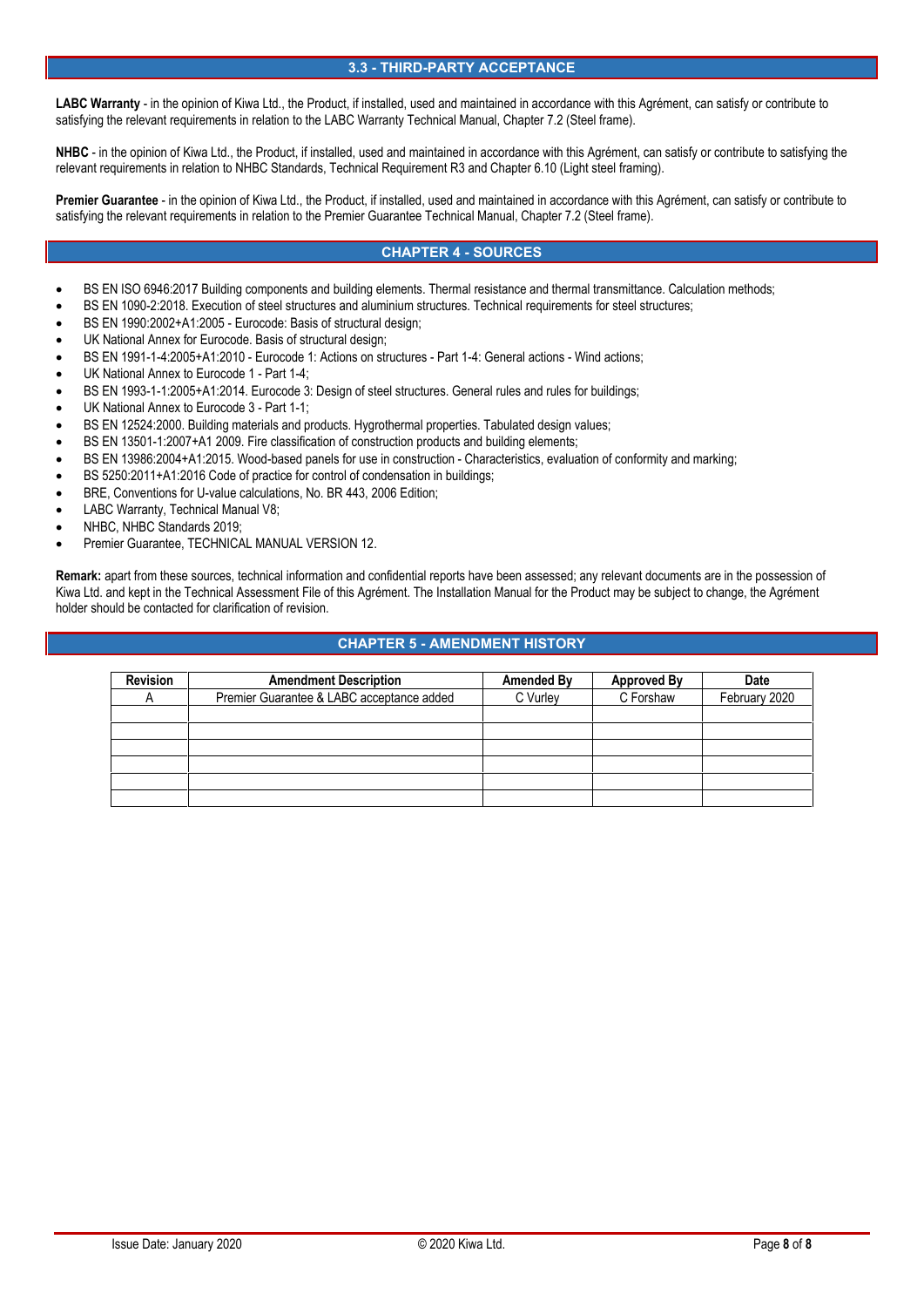## 3.3 - THIRD-PARTY ACCEPTANCE

**LABC Warranty** - in the opinion of Kiwa Ltd., the Product, if installed, used and maintained in accordance with this Agrément, can satisfy or contribute to satisfying the relevant requirements in relation to the LABC Warranty Technical Manual, Chapter 7.2 (Steel frame).

**NHBC** - in the opinion of Kiwa Ltd., the Product, if installed, used and maintained in accordance with this Agrément, can satisfy or contribute to satisfying the relevant requirements in relation to NHBC Standards, Technical Requirement R3 and Chapter 6.10 (Light steel framing).

**Premier Guarantee** - in the opinion of Kiwa Ltd., the Product, if installed, used and maintained in accordance with this Agrément, can satisfy or contribute to satisfying the relevant requirements in relation to the Premier Guarantee Technical Manual, Chapter 7.2 (Steel frame).

## CHAPTER 4 - SOURCES

- BS EN ISO 6946:2017 Building components and building elements. Thermal resistance and thermal transmittance. Calculation methods;
- BS EN 1090-2:2018. Execution of steel structures and aluminium structures. Technical requirements for steel structures;
- BS EN 1990:2002+A1:2005 - Eurocode: Basis of structural design;
- UK National Annex for Eurocode. Basis of structural design;
- BS EN 1991-1-4:2005+A1:2010 - Eurocode 1: Actions on structures - Part 1-4: General actions - Wind actions;
- UK National Annex to Eurocode 1 - Part 1-4;
- BS EN 1993-1-1:2005+A1:2014. Eurocode 3: Design of steel structures. General rules and rules for buildings;
- UK National Annex to Eurocode 3 - Part 1-1;
- BS EN 12524:2000. Building materials and products. Hygrothermal properties. Tabulated design values;
- BS EN 13501-1:2007+A1 2009. Fire classification of construction products and building elements;
- BS EN 13986:2004+A1:2015. Wood-based panels for use in construction - Characteristics, evaluation of conformity and marking;
- BS 5250:2011+A1:2016 Code of practice for control of condensation in buildings;
- BRE, Conventions for U-value calculations, No. BR 443, 2006 Edition;
- LABC Warranty, Technical Manual V8;
- NHBC, NHBC Standards 2019;
- Premier Guarantee, TECHNICAL MANUAL VERSION 12.

**Remark:** apart from these sources, technical information and confidential reports have been assessed; any relevant documents are in the possession of Kiwa Ltd. and kept in the Technical Assessment File of this Agrément. The Installation Manual for the Product may be subject to change, the Agrément holder should be contacted for clarification of revision.

## CHAPTER 5 - AMENDMENT HISTORY

| Revision | Amendment Description | Amended By | Approved By | Date |
|---|---|---|---|---|
| A | Premier Guarantee & LABC acceptance added | C Vurley | C Forshaw | February 2020 |
| | | | | |
| | | | | |
| | | | | |
| | | | | |
| | | | | |
| | | | | |

Issue Date: January 2020 © 2020 Kiwa Ltd.